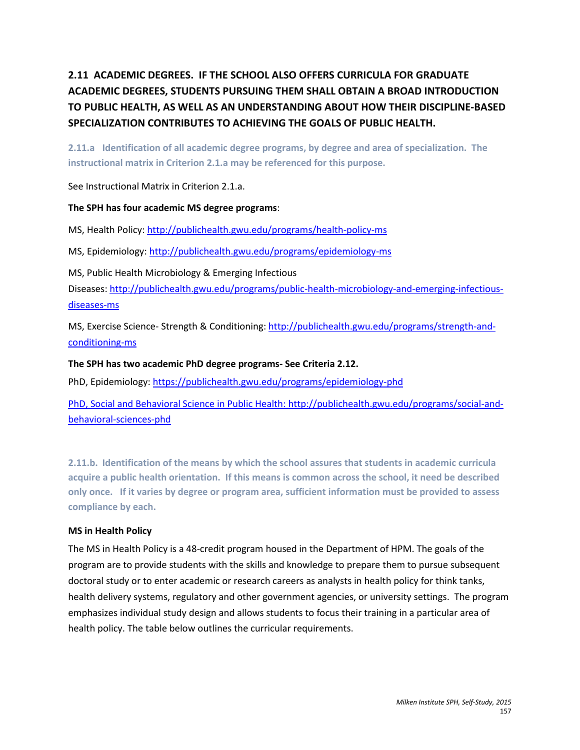## 2.11 ACADEMIC DEGREES. IF THE SCHOOL ALSO OFFERS CURRICULA FOR GRADUATE ACADEMIC DEGREES, STUDENTS PURSUING THEM SHALL OBTAIN A BROAD INTRODUCTION TO PUBLIC HEALTH, AS WELL AS AN UNDERSTANDING ABOUT HOW THEIR DISCIPLINE-BASED SPECIALIZATION CONTRIBUTES TO ACHIEVING THE GOALS OF PUBLIC HEALTH.

### 2.11.a Identification of all academic degree programs, by degree and area of specialization. The instructional matrix in Criterion 2.1.a may be referenced for this purpose.

See Instructional Matrix in Criterion 2.1.a.

**The SPH has four academic MS degree programs**:

MS, Health Policy: http://publichealth.gwu.edu/programs/health-policy-ms

MS, Epidemiology: http://publichealth.gwu.edu/programs/epidemiology-ms

MS, Public Health Microbiology & Emerging Infectious Diseases: http://publichealth.gwu.edu/programs/public-health-microbiology-and-emerging-infectious-diseases-ms

MS, Exercise Science- Strength & Conditioning: http://publichealth.gwu.edu/programs/strength-and-conditioning-ms

**The SPH has two academic PhD degree programs- See Criteria 2.12.**

PhD, Epidemiology: https://publichealth.gwu.edu/programs/epidemiology-phd

PhD, Social and Behavioral Science in Public Health: http://publichealth.gwu.edu/programs/social-and-behavioral-sciences-phd

### 2.11.b. Identification of the means by which the school assures that students in academic curricula acquire a public health orientation. If this means is common across the school, it need be described only once. If it varies by degree or program area, sufficient information must be provided to assess compliance by each.

**MS in Health Policy**

The MS in Health Policy is a 48-credit program housed in the Department of HPM. The goals of the program are to provide students with the skills and knowledge to prepare them to pursue subsequent doctoral study or to enter academic or research careers as analysts in health policy for think tanks, health delivery systems, regulatory and other government agencies, or university settings. The program emphasizes individual study design and allows students to focus their training in a particular area of health policy. The table below outlines the curricular requirements.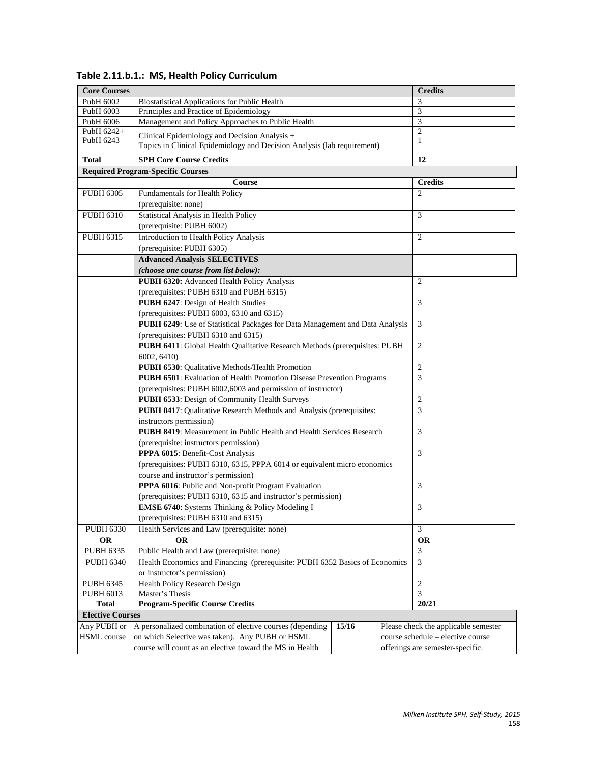**Table 2.11.b.1.: MS, Health Policy Curriculum**

| Core Courses | | Credits |
|---|---|---|
| PubH 6002 | Biostatistical Applications for Public Health | 3 |
| PubH 6003 | Principles and Practice of Epidemiology | 3 |
| PubH 6006 | Management and Policy Approaches to Public Health | 3 |
| PubH 6242+ PubH 6243 | Clinical Epidemiology and Decision Analysis + Topics in Clinical Epidemiology and Decision Analysis (lab requirement) | 2 1 |
| **Total** | **SPH Core Course Credits** | **12** |
| **Required Program-Specific Courses** | | |
| | **Course** | **Credits** |
| PUBH 6305 | Fundamentals for Health Policy (prerequisite: none) | 2 |
| PUBH 6310 | Statistical Analysis in Health Policy (prerequisite: PUBH 6002) | 3 |
| PUBH 6315 | Introduction to Health Policy Analysis (prerequisite: PUBH 6305) | 2 |
| | **Advanced Analysis SELECTIVES** ***(choose one course from list below):*** | |
| | **PUBH 6320:** Advanced Health Policy Analysis (prerequisites: PUBH 6310 and PUBH 6315) | 2 |
| | **PUBH 6247**: Design of Health Studies (prerequisites: PUBH 6003, 6310 and 6315) | 3 |
| | **PUBH 6249**: Use of Statistical Packages for Data Management and Data Analysis (prerequisites: PUBH 6310 and 6315) | 3 |
| | **PUBH 6411**: Global Health Qualitative Research Methods (prerequisites: PUBH 6002, 6410) | 2 |
| | **PUBH 6530**: Qualitative Methods/Health Promotion | 2 |
| | **PUBH 6501**: Evaluation of Health Promotion Disease Prevention Programs (prerequisites: PUBH 6002,6003 and permission of instructor) | 3 |
| | **PUBH 6533**: Design of Community Health Surveys | 2 |
| | **PUBH 8417**: Qualitative Research Methods and Analysis (prerequisites: instructors permission) | 3 |
| | **PUBH 8419**: Measurement in Public Health and Health Services Research (prerequisite: instructors permission) | 3 |
| | **PPPA 6015**: Benefit-Cost Analysis (prerequisites: PUBH 6310, 6315, PPPA 6014 or equivalent micro economics course and instructor's permission) | 3 |
| | **PPPA 6016**: Public and Non-profit Program Evaluation (prerequisites: PUBH 6310, 6315 and instructor's permission) | 3 |
| | **EMSE 6740**: Systems Thinking & Policy Modeling I (prerequisites: PUBH 6310 and 6315) | 3 |
| PUBH 6330 | Health Services and Law (prerequisite: none) | 3 |
| **OR** | **OR** | **OR** |
| PUBH 6335 | Public Health and Law (prerequisite: none) | 3 |
| PUBH 6340 | Health Economics and Financing (prerequisite: PUBH 6352 Basics of Economics or instructor's permission) | 3 |
| PUBH 6345 | Health Policy Research Design | 2 |
| PUBH 6013 | Master's Thesis | 3 |
| **Total** | **Program-Specific Course Credits** | **20/21** |

| Elective Courses | | | |
|---|---|---|---|
| Any PUBH or HSML course | A personalized combination of elective courses (depending on which Selective was taken). Any PUBH or HSML course will count as an elective toward the MS in Health | **15/16** | Please check the applicable semester course schedule – elective course offerings are semester-specific. |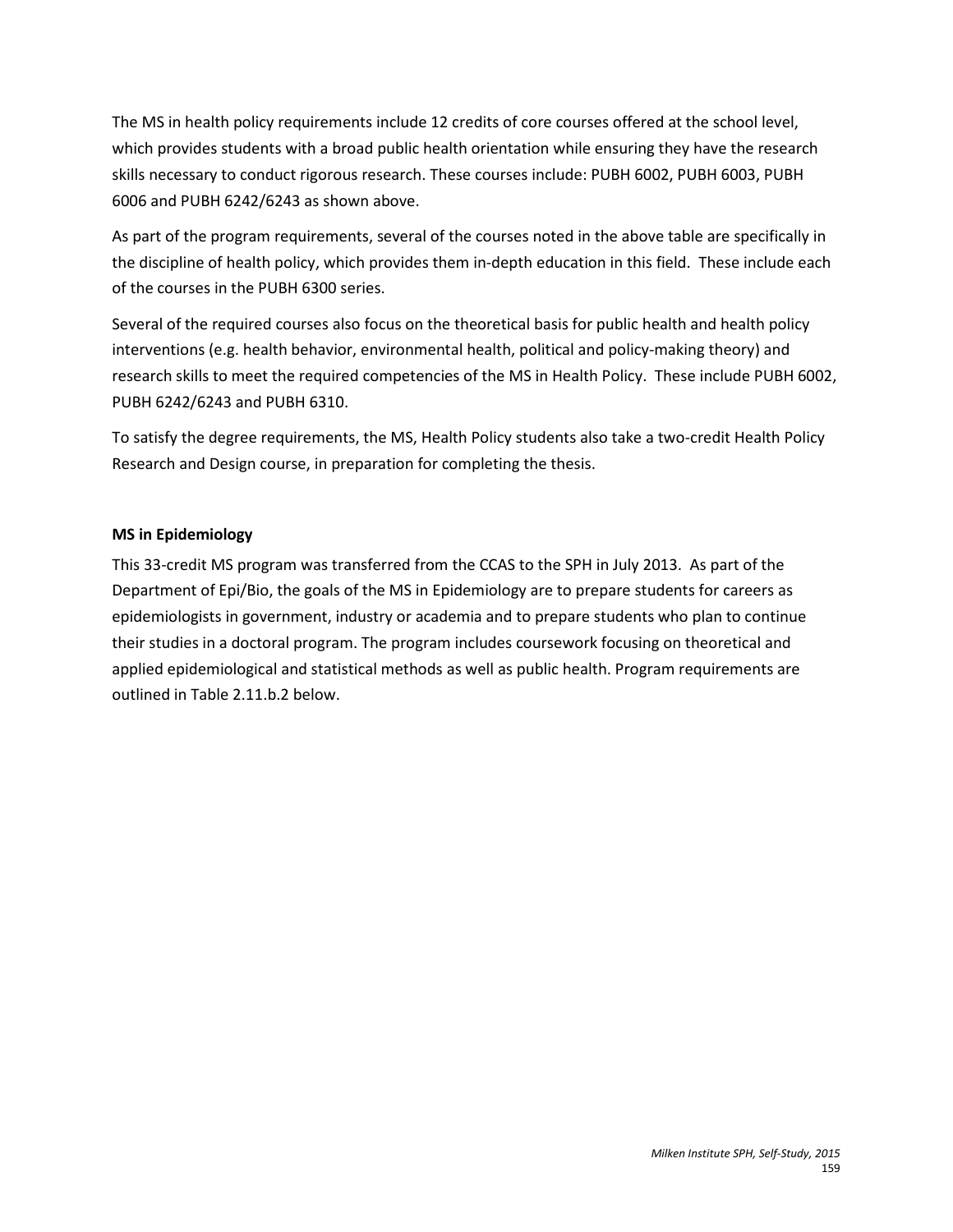The MS in health policy requirements include 12 credits of core courses offered at the school level, which provides students with a broad public health orientation while ensuring they have the research skills necessary to conduct rigorous research. These courses include: PUBH 6002, PUBH 6003, PUBH 6006 and PUBH 6242/6243 as shown above.

As part of the program requirements, several of the courses noted in the above table are specifically in the discipline of health policy, which provides them in-depth education in this field. These include each of the courses in the PUBH 6300 series.

Several of the required courses also focus on the theoretical basis for public health and health policy interventions (e.g. health behavior, environmental health, political and policy-making theory) and research skills to meet the required competencies of the MS in Health Policy. These include PUBH 6002, PUBH 6242/6243 and PUBH 6310.

To satisfy the degree requirements, the MS, Health Policy students also take a two-credit Health Policy Research and Design course, in preparation for completing the thesis.

**MS in Epidemiology**

This 33-credit MS program was transferred from the CCAS to the SPH in July 2013. As part of the Department of Epi/Bio, the goals of the MS in Epidemiology are to prepare students for careers as epidemiologists in government, industry or academia and to prepare students who plan to continue their studies in a doctoral program. The program includes coursework focusing on theoretical and applied epidemiological and statistical methods as well as public health. Program requirements are outlined in Table 2.11.b.2 below.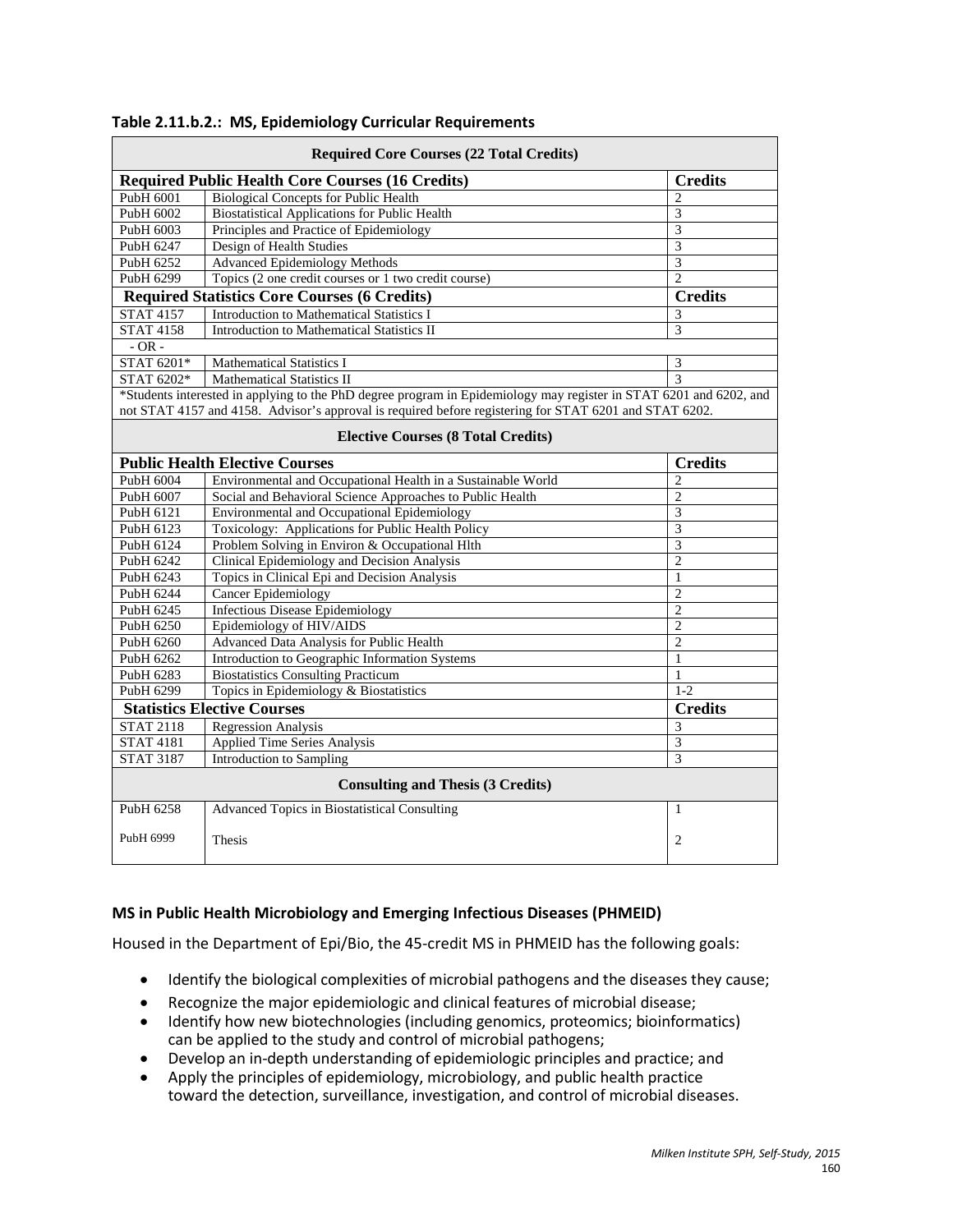**Table 2.11.b.2.: MS, Epidemiology Curricular Requirements**

| Required Core Courses (22 Total Credits) | | |
|---|---|---|
| **Required Public Health Core Courses (16 Credits)** | | **Credits** |
| PubH 6001 | Biological Concepts for Public Health | 2 |
| PubH 6002 | Biostatistical Applications for Public Health | 3 |
| PubH 6003 | Principles and Practice of Epidemiology | 3 |
| PubH 6247 | Design of Health Studies | 3 |
| PubH 6252 | Advanced Epidemiology Methods | 3 |
| PubH 6299 | Topics (2 one credit courses or 1 two credit course) | 2 |
| **Required Statistics Core Courses (6 Credits)** | | **Credits** |
| STAT 4157 | Introduction to Mathematical Statistics I | 3 |
| STAT 4158 | Introduction to Mathematical Statistics II | 3 |
| - OR - | | |
| STAT 6201* | Mathematical Statistics I | 3 |
| STAT 6202* | Mathematical Statistics II | 3 |
| *Students interested in applying to the PhD degree program in Epidemiology may register in STAT 6201 and 6202, and not STAT 4157 and 4158. Advisor's approval is required before registering for STAT 6201 and STAT 6202. | | |
| **Elective Courses (8 Total Credits)** | | |
| **Public Health Elective Courses** | | **Credits** |
| PubH 6004 | Environmental and Occupational Health in a Sustainable World | 2 |
| PubH 6007 | Social and Behavioral Science Approaches to Public Health | 2 |
| PubH 6121 | Environmental and Occupational Epidemiology | 3 |
| PubH 6123 | Toxicology: Applications for Public Health Policy | 3 |
| PubH 6124 | Problem Solving in Environ & Occupational Hlth | 3 |
| PubH 6242 | Clinical Epidemiology and Decision Analysis | 2 |
| PubH 6243 | Topics in Clinical Epi and Decision Analysis | 1 |
| PubH 6244 | Cancer Epidemiology | 2 |
| PubH 6245 | Infectious Disease Epidemiology | 2 |
| PubH 6250 | Epidemiology of HIV/AIDS | 2 |
| PubH 6260 | Advanced Data Analysis for Public Health | 2 |
| PubH 6262 | Introduction to Geographic Information Systems | 1 |
| PubH 6283 | Biostatistics Consulting Practicum | 1 |
| PubH 6299 | Topics in Epidemiology & Biostatistics | 1-2 |
| **Statistics Elective Courses** | | **Credits** |
| STAT 2118 | Regression Analysis | 3 |
| STAT 4181 | Applied Time Series Analysis | 3 |
| STAT 3187 | Introduction to Sampling | 3 |
| **Consulting and Thesis (3 Credits)** | | |
| PubH 6258 | Advanced Topics in Biostatistical Consulting | 1 |
| PubH 6999 | Thesis | 2 |

### MS in Public Health Microbiology and Emerging Infectious Diseases (PHMEID)

Housed in the Department of Epi/Bio, the 45-credit MS in PHMEID has the following goals:

- Identify the biological complexities of microbial pathogens and the diseases they cause;
- Recognize the major epidemiologic and clinical features of microbial disease;
- Identify how new biotechnologies (including genomics, proteomics; bioinformatics) can be applied to the study and control of microbial pathogens;
- Develop an in-depth understanding of epidemiologic principles and practice; and
- Apply the principles of epidemiology, microbiology, and public health practice toward the detection, surveillance, investigation, and control of microbial diseases.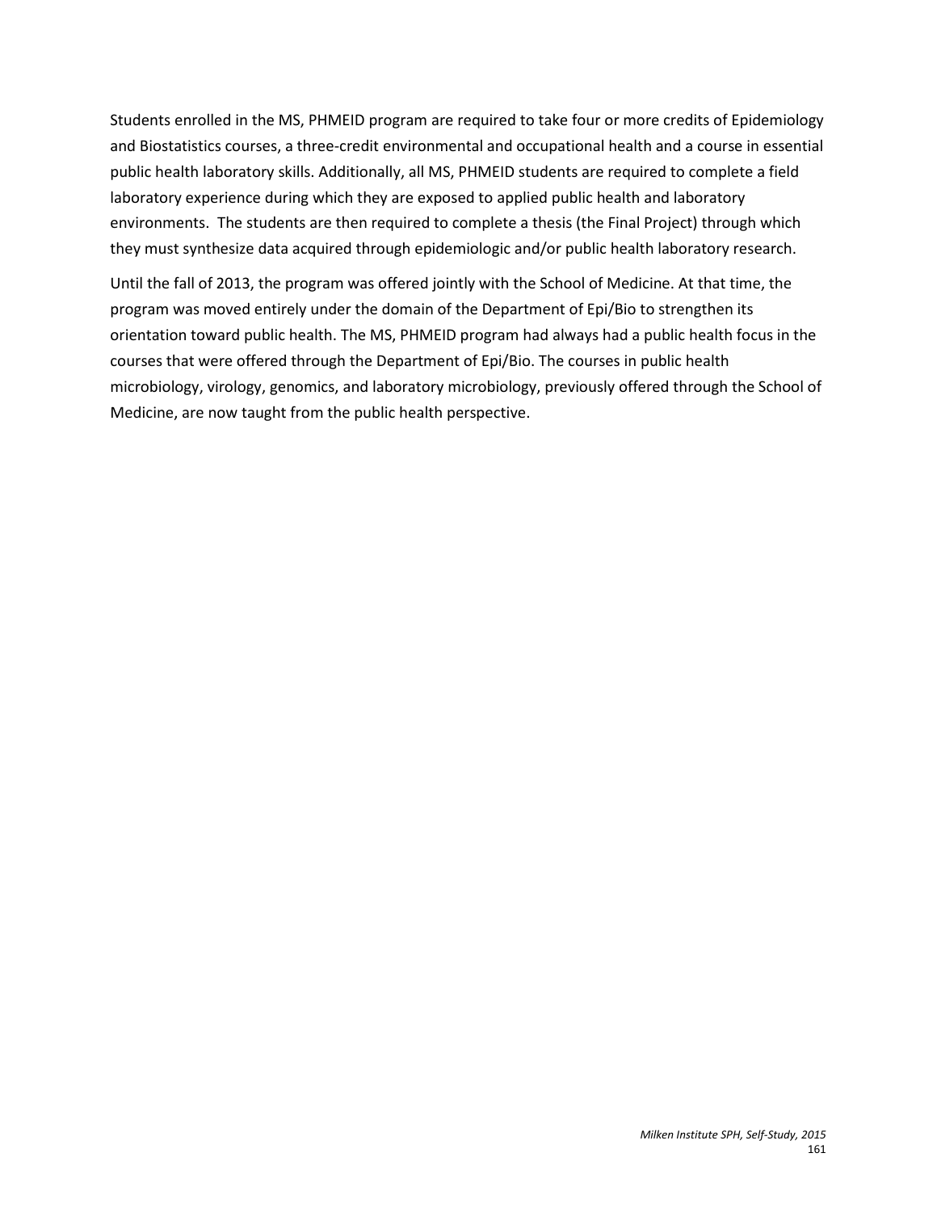Students enrolled in the MS, PHMEID program are required to take four or more credits of Epidemiology and Biostatistics courses, a three-credit environmental and occupational health and a course in essential public health laboratory skills. Additionally, all MS, PHMEID students are required to complete a field laboratory experience during which they are exposed to applied public health and laboratory environments. The students are then required to complete a thesis (the Final Project) through which they must synthesize data acquired through epidemiologic and/or public health laboratory research.

Until the fall of 2013, the program was offered jointly with the School of Medicine. At that time, the program was moved entirely under the domain of the Department of Epi/Bio to strengthen its orientation toward public health. The MS, PHMEID program had always had a public health focus in the courses that were offered through the Department of Epi/Bio. The courses in public health microbiology, virology, genomics, and laboratory microbiology, previously offered through the School of Medicine, are now taught from the public health perspective.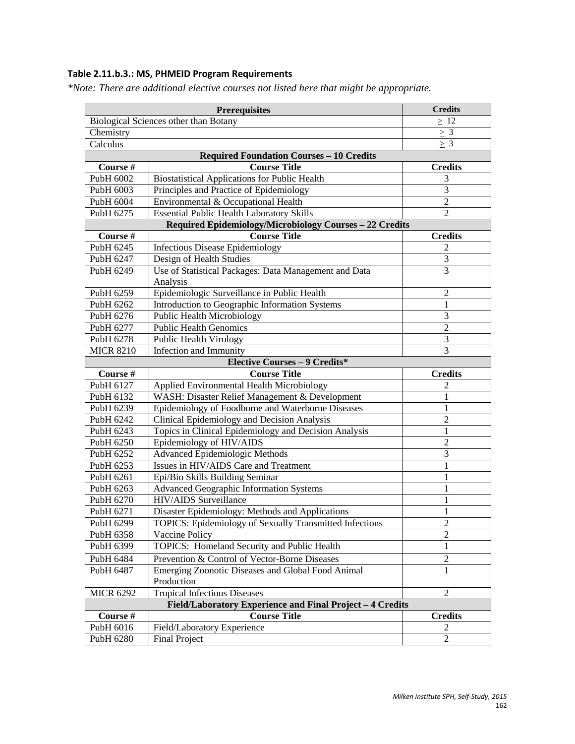**Table 2.11.b.3.: MS, PHMEID Program Requirements**

*\*Note: There are additional elective courses not listed here that might be appropriate.*

| Prerequisites | | Credits |
|---|---|---|
| Biological Sciences other than Botany | | $\geq$ 12 |
| Chemistry | | $\geq$ 3 |
| Calculus | | $\geq$ 3 |
| **Required Foundation Courses – 10 Credits** | | |
| **Course #** | **Course Title** | **Credits** |
| PubH 6002 | Biostatistical Applications for Public Health | 3 |
| PubH 6003 | Principles and Practice of Epidemiology | 3 |
| PubH 6004 | Environmental & Occupational Health | 2 |
| PubH 6275 | Essential Public Health Laboratory Skills | 2 |
| **Required Epidemiology/Microbiology Courses – 22 Credits** | | |
| **Course #** | **Course Title** | **Credits** |
| PubH 6245 | Infectious Disease Epidemiology | 2 |
| PubH 6247 | Design of Health Studies | 3 |
| PubH 6249 | Use of Statistical Packages: Data Management and Data Analysis | 3 |
| PubH 6259 | Epidemiologic Surveillance in Public Health | 2 |
| PubH 6262 | Introduction to Geographic Information Systems | 1 |
| PubH 6276 | Public Health Microbiology | 3 |
| PubH 6277 | Public Health Genomics | 2 |
| PubH 6278 | Public Health Virology | 3 |
| MICR 8210 | Infection and Immunity | 3 |
| **Elective Courses – 9 Credits\*** | | |
| **Course #** | **Course Title** | **Credits** |
| PubH 6127 | Applied Environmental Health Microbiology | 2 |
| PubH 6132 | WASH: Disaster Relief Management & Development | 1 |
| PubH 6239 | Epidemiology of Foodborne and Waterborne Diseases | 1 |
| PubH 6242 | Clinical Epidemiology and Decision Analysis | 2 |
| PubH 6243 | Topics in Clinical Epidemiology and Decision Analysis | 1 |
| PubH 6250 | Epidemiology of HIV/AIDS | 2 |
| PubH 6252 | Advanced Epidemiologic Methods | 3 |
| PubH 6253 | Issues in HIV/AIDS Care and Treatment | 1 |
| PubH 6261 | Epi/Bio Skills Building Seminar | 1 |
| PubH 6263 | Advanced Geographic Information Systems | 1 |
| PubH 6270 | HIV/AIDS Surveillance | 1 |
| PubH 6271 | Disaster Epidemiology: Methods and Applications | 1 |
| PubH 6299 | TOPICS: Epidemiology of Sexually Transmitted Infections | 2 |
| PubH 6358 | Vaccine Policy | 2 |
| PubH 6399 | TOPICS: Homeland Security and Public Health | 1 |
| PubH 6484 | Prevention & Control of Vector-Borne Diseases | 2 |
| PubH 6487 | Emerging Zoonotic Diseases and Global Food Animal Production | 1 |
| MICR 6292 | Tropical Infectious Diseases | 2 |
| **Field/Laboratory Experience and Final Project – 4 Credits** | | |
| **Course #** | **Course Title** | **Credits** |
| PubH 6016 | Field/Laboratory Experience | 2 |
| PubH 6280 | Final Project | 2 |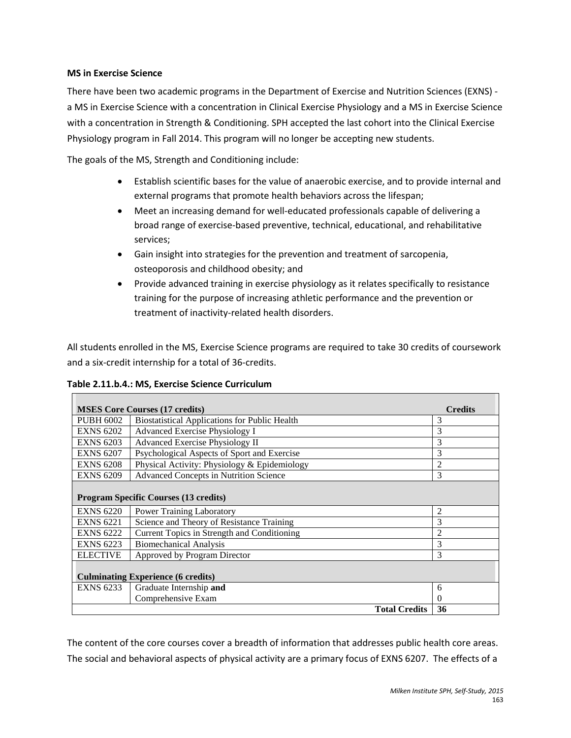**MS in Exercise Science**

There have been two academic programs in the Department of Exercise and Nutrition Sciences (EXNS) - a MS in Exercise Science with a concentration in Clinical Exercise Physiology and a MS in Exercise Science with a concentration in Strength & Conditioning. SPH accepted the last cohort into the Clinical Exercise Physiology program in Fall 2014. This program will no longer be accepting new students.

The goals of the MS, Strength and Conditioning include:

- Establish scientific bases for the value of anaerobic exercise, and to provide internal and external programs that promote health behaviors across the lifespan;
- Meet an increasing demand for well-educated professionals capable of delivering a broad range of exercise-based preventive, technical, educational, and rehabilitative services;
- Gain insight into strategies for the prevention and treatment of sarcopenia, osteoporosis and childhood obesity; and
- Provide advanced training in exercise physiology as it relates specifically to resistance training for the purpose of increasing athletic performance and the prevention or treatment of inactivity-related health disorders.

All students enrolled in the MS, Exercise Science programs are required to take 30 credits of coursework and a six-credit internship for a total of 36-credits.

**Table 2.11.b.4.: MS, Exercise Science Curriculum**

| **MSES Core Courses (17 credits)** | | **Credits** |
|---|---|---|
| PUBH 6002 | Biostatistical Applications for Public Health | 3 |
| EXNS 6202 | Advanced Exercise Physiology I | 3 |
| EXNS 6203 | Advanced Exercise Physiology II | 3 |
| EXNS 6207 | Psychological Aspects of Sport and Exercise | 3 |
| EXNS 6208 | Physical Activity: Physiology & Epidemiology | 2 |
| EXNS 6209 | Advanced Concepts in Nutrition Science | 3 |
| **Program Specific Courses (13 credits)** | | |
| EXNS 6220 | Power Training Laboratory | 2 |
| EXNS 6221 | Science and Theory of Resistance Training | 3 |
| EXNS 6222 | Current Topics in Strength and Conditioning | 2 |
| EXNS 6223 | Biomechanical Analysis | 3 |
| ELECTIVE | Approved by Program Director | 3 |
| **Culminating Experience (6 credits)** | | |
| EXNS 6233 | Graduate Internship **and** | 6 |
| | Comprehensive Exam | 0 |
| | **Total Credits** | **36** |

The content of the core courses cover a breadth of information that addresses public health core areas. The social and behavioral aspects of physical activity are a primary focus of EXNS 6207. The effects of a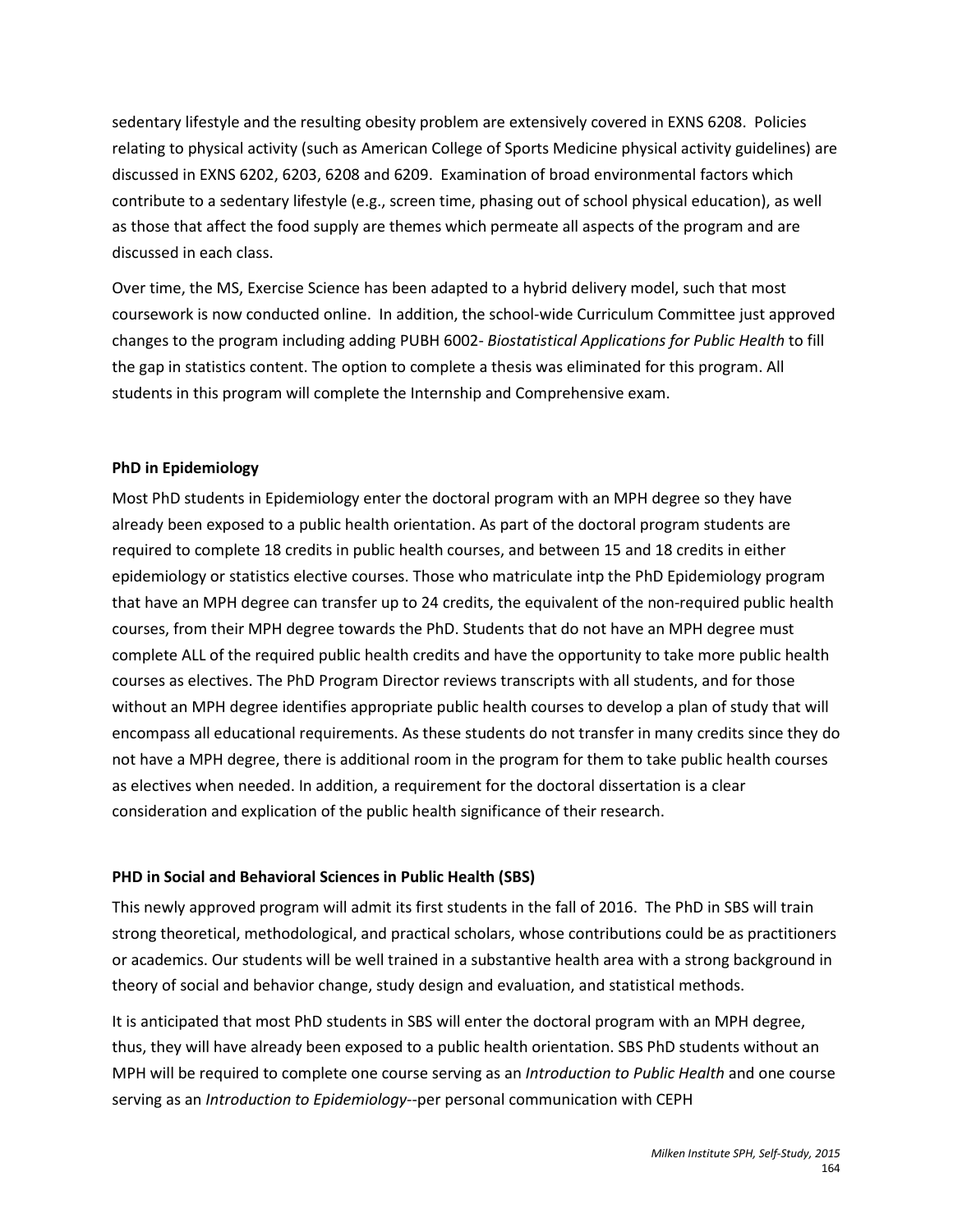sedentary lifestyle and the resulting obesity problem are extensively covered in EXNS 6208. Policies relating to physical activity (such as American College of Sports Medicine physical activity guidelines) are discussed in EXNS 6202, 6203, 6208 and 6209. Examination of broad environmental factors which contribute to a sedentary lifestyle (e.g., screen time, phasing out of school physical education), as well as those that affect the food supply are themes which permeate all aspects of the program and are discussed in each class.

Over time, the MS, Exercise Science has been adapted to a hybrid delivery model, such that most coursework is now conducted online. In addition, the school-wide Curriculum Committee just approved changes to the program including adding PUBH 6002- *Biostatistical Applications for Public Health* to fill the gap in statistics content. The option to complete a thesis was eliminated for this program. All students in this program will complete the Internship and Comprehensive exam.

**PhD in Epidemiology**

Most PhD students in Epidemiology enter the doctoral program with an MPH degree so they have already been exposed to a public health orientation. As part of the doctoral program students are required to complete 18 credits in public health courses, and between 15 and 18 credits in either epidemiology or statistics elective courses. Those who matriculate intp the PhD Epidemiology program that have an MPH degree can transfer up to 24 credits, the equivalent of the non-required public health courses, from their MPH degree towards the PhD. Students that do not have an MPH degree must complete ALL of the required public health credits and have the opportunity to take more public health courses as electives. The PhD Program Director reviews transcripts with all students, and for those without an MPH degree identifies appropriate public health courses to develop a plan of study that will encompass all educational requirements. As these students do not transfer in many credits since they do not have a MPH degree, there is additional room in the program for them to take public health courses as electives when needed. In addition, a requirement for the doctoral dissertation is a clear consideration and explication of the public health significance of their research.

**PHD in Social and Behavioral Sciences in Public Health (SBS)**

This newly approved program will admit its first students in the fall of 2016. The PhD in SBS will train strong theoretical, methodological, and practical scholars, whose contributions could be as practitioners or academics. Our students will be well trained in a substantive health area with a strong background in theory of social and behavior change, study design and evaluation, and statistical methods.

It is anticipated that most PhD students in SBS will enter the doctoral program with an MPH degree, thus, they will have already been exposed to a public health orientation. SBS PhD students without an MPH will be required to complete one course serving as an *Introduction to Public Health* and one course serving as an *Introduction to Epidemiology*--per personal communication with CEPH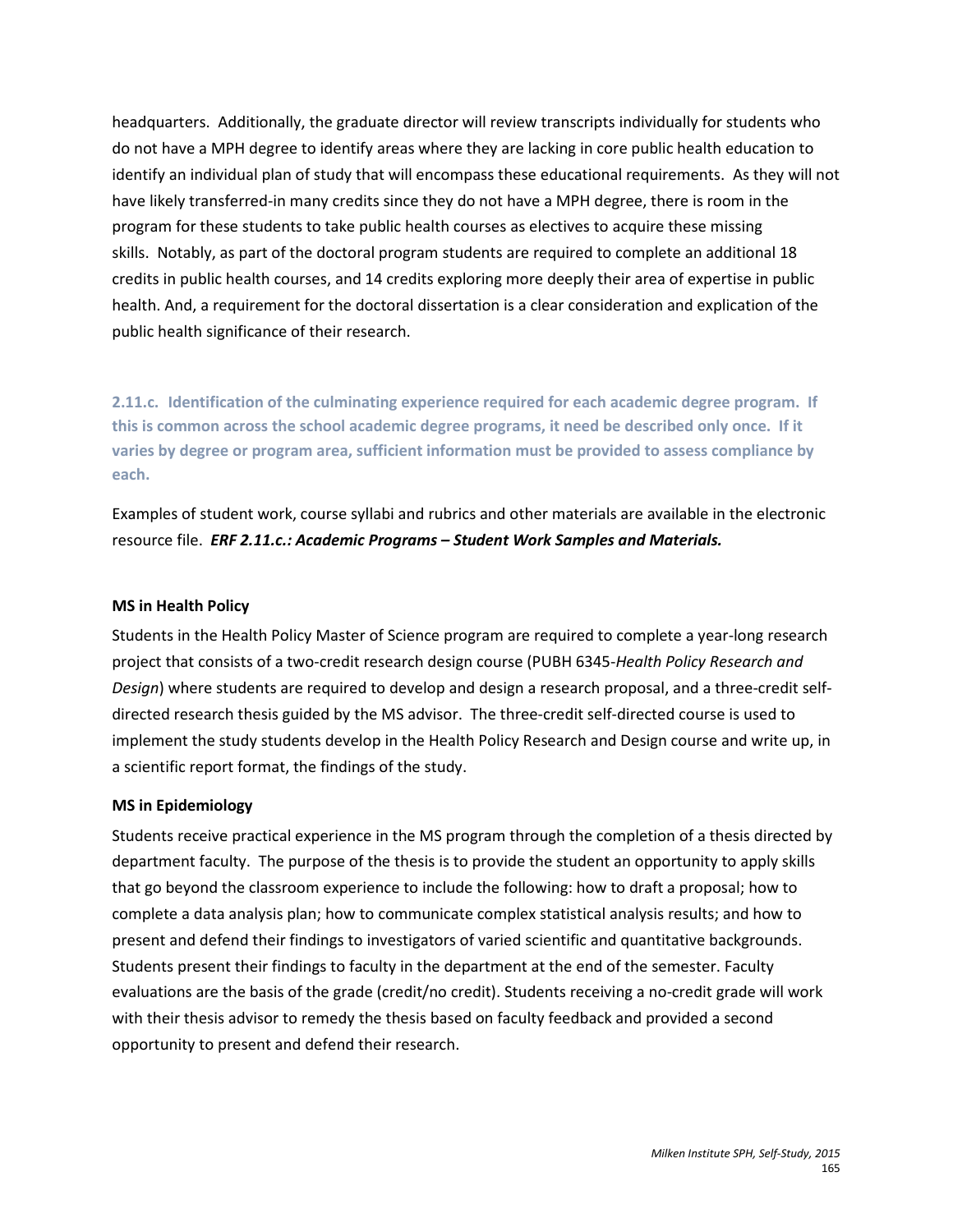headquarters. Additionally, the graduate director will review transcripts individually for students who do not have a MPH degree to identify areas where they are lacking in core public health education to identify an individual plan of study that will encompass these educational requirements. As they will not have likely transferred-in many credits since they do not have a MPH degree, there is room in the program for these students to take public health courses as electives to acquire these missing skills. Notably, as part of the doctoral program students are required to complete an additional 18 credits in public health courses, and 14 credits exploring more deeply their area of expertise in public health. And, a requirement for the doctoral dissertation is a clear consideration and explication of the public health significance of their research.

**2.11.c. Identification of the culminating experience required for each academic degree program. If this is common across the school academic degree programs, it need be described only once. If it varies by degree or program area, sufficient information must be provided to assess compliance by each.**

Examples of student work, course syllabi and rubrics and other materials are available in the electronic resource file. ***ERF 2.11.c.: Academic Programs – Student Work Samples and Materials.***

**MS in Health Policy**

Students in the Health Policy Master of Science program are required to complete a year-long research project that consists of a two-credit research design course (PUBH 6345-*Health Policy Research and Design*) where students are required to develop and design a research proposal, and a three-credit self-directed research thesis guided by the MS advisor. The three-credit self-directed course is used to implement the study students develop in the Health Policy Research and Design course and write up, in a scientific report format, the findings of the study.

**MS in Epidemiology**

Students receive practical experience in the MS program through the completion of a thesis directed by department faculty. The purpose of the thesis is to provide the student an opportunity to apply skills that go beyond the classroom experience to include the following: how to draft a proposal; how to complete a data analysis plan; how to communicate complex statistical analysis results; and how to present and defend their findings to investigators of varied scientific and quantitative backgrounds. Students present their findings to faculty in the department at the end of the semester. Faculty evaluations are the basis of the grade (credit/no credit). Students receiving a no-credit grade will work with their thesis advisor to remedy the thesis based on faculty feedback and provided a second opportunity to present and defend their research.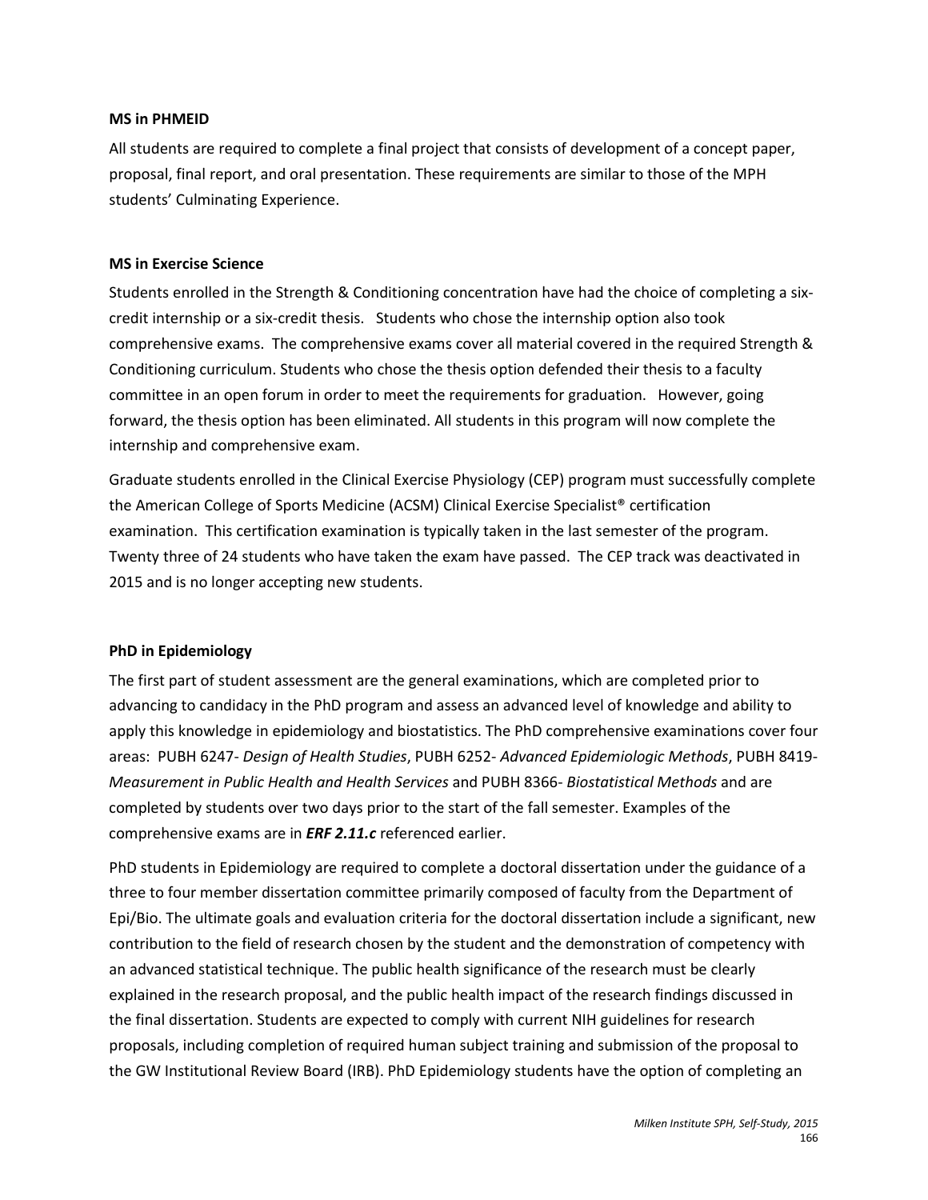**MS in PHMEID**

All students are required to complete a final project that consists of development of a concept paper, proposal, final report, and oral presentation. These requirements are similar to those of the MPH students' Culminating Experience.

**MS in Exercise Science**

Students enrolled in the Strength & Conditioning concentration have had the choice of completing a six-credit internship or a six-credit thesis. Students who chose the internship option also took comprehensive exams. The comprehensive exams cover all material covered in the required Strength & Conditioning curriculum. Students who chose the thesis option defended their thesis to a faculty committee in an open forum in order to meet the requirements for graduation. However, going forward, the thesis option has been eliminated. All students in this program will now complete the internship and comprehensive exam.

Graduate students enrolled in the Clinical Exercise Physiology (CEP) program must successfully complete the American College of Sports Medicine (ACSM) Clinical Exercise Specialist® certification examination. This certification examination is typically taken in the last semester of the program. Twenty three of 24 students who have taken the exam have passed. The CEP track was deactivated in 2015 and is no longer accepting new students.

**PhD in Epidemiology**

The first part of student assessment are the general examinations, which are completed prior to advancing to candidacy in the PhD program and assess an advanced level of knowledge and ability to apply this knowledge in epidemiology and biostatistics. The PhD comprehensive examinations cover four areas: PUBH 6247- *Design of Health Studies*, PUBH 6252- *Advanced Epidemiologic Methods*, PUBH 8419- *Measurement in Public Health and Health Services* and PUBH 8366- *Biostatistical Methods* and are completed by students over two days prior to the start of the fall semester. Examples of the comprehensive exams are in ***ERF 2.11.c*** referenced earlier.

PhD students in Epidemiology are required to complete a doctoral dissertation under the guidance of a three to four member dissertation committee primarily composed of faculty from the Department of Epi/Bio. The ultimate goals and evaluation criteria for the doctoral dissertation include a significant, new contribution to the field of research chosen by the student and the demonstration of competency with an advanced statistical technique. The public health significance of the research must be clearly explained in the research proposal, and the public health impact of the research findings discussed in the final dissertation. Students are expected to comply with current NIH guidelines for research proposals, including completion of required human subject training and submission of the proposal to the GW Institutional Review Board (IRB). PhD Epidemiology students have the option of completing an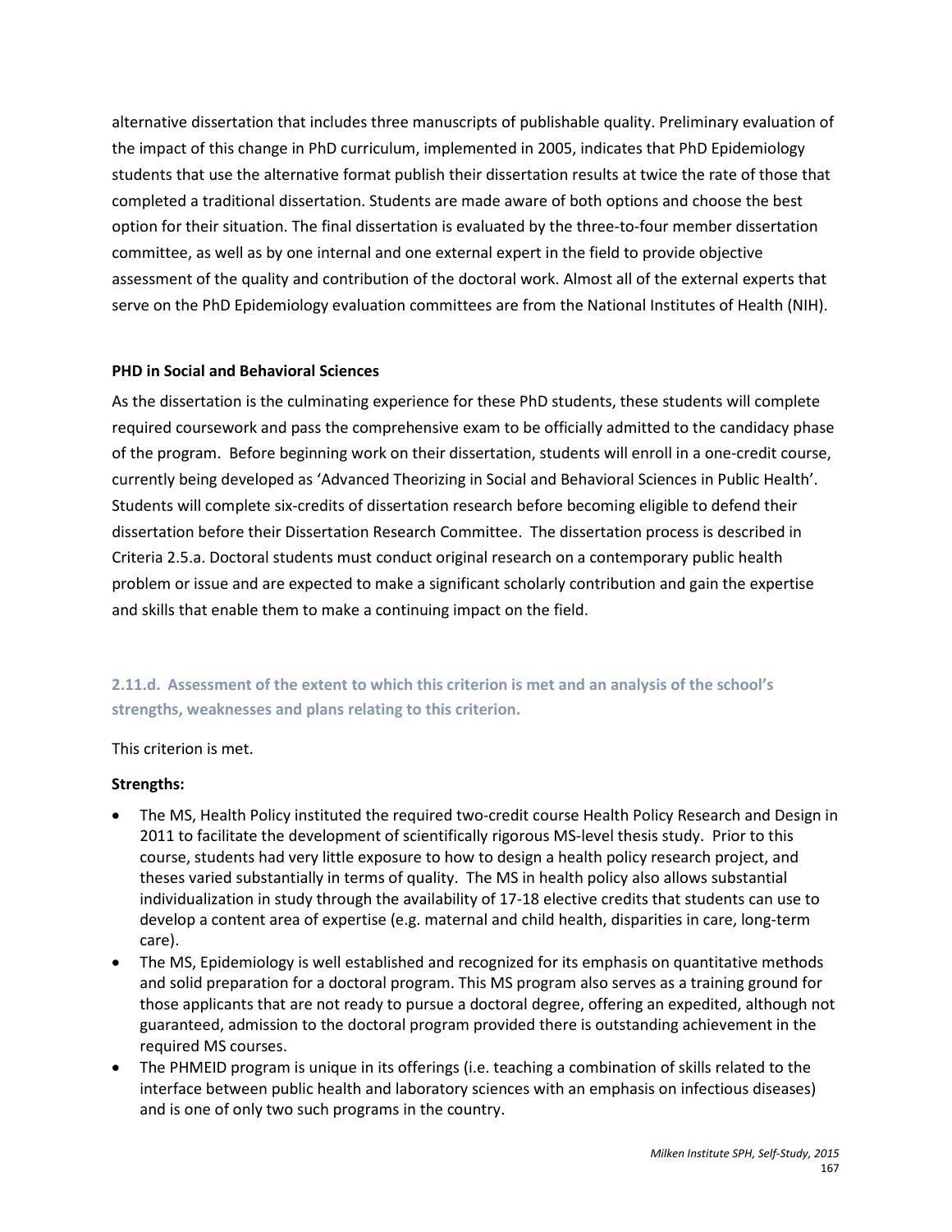alternative dissertation that includes three manuscripts of publishable quality. Preliminary evaluation of the impact of this change in PhD curriculum, implemented in 2005, indicates that PhD Epidemiology students that use the alternative format publish their dissertation results at twice the rate of those that completed a traditional dissertation. Students are made aware of both options and choose the best option for their situation. The final dissertation is evaluated by the three-to-four member dissertation committee, as well as by one internal and one external expert in the field to provide objective assessment of the quality and contribution of the doctoral work. Almost all of the external experts that serve on the PhD Epidemiology evaluation committees are from the National Institutes of Health (NIH).

**PHD in Social and Behavioral Sciences**

As the dissertation is the culminating experience for these PhD students, these students will complete required coursework and pass the comprehensive exam to be officially admitted to the candidacy phase of the program. Before beginning work on their dissertation, students will enroll in a one-credit course, currently being developed as 'Advanced Theorizing in Social and Behavioral Sciences in Public Health'. Students will complete six-credits of dissertation research before becoming eligible to defend their dissertation before their Dissertation Research Committee. The dissertation process is described in Criteria 2.5.a. Doctoral students must conduct original research on a contemporary public health problem or issue and are expected to make a significant scholarly contribution and gain the expertise and skills that enable them to make a continuing impact on the field.

### 2.11.d. Assessment of the extent to which this criterion is met and an analysis of the school's strengths, weaknesses and plans relating to this criterion.

This criterion is met.

**Strengths:**

- The MS, Health Policy instituted the required two-credit course Health Policy Research and Design in 2011 to facilitate the development of scientifically rigorous MS-level thesis study. Prior to this course, students had very little exposure to how to design a health policy research project, and theses varied substantially in terms of quality. The MS in health policy also allows substantial individualization in study through the availability of 17-18 elective credits that students can use to develop a content area of expertise (e.g. maternal and child health, disparities in care, long-term care).
- The MS, Epidemiology is well established and recognized for its emphasis on quantitative methods and solid preparation for a doctoral program. This MS program also serves as a training ground for those applicants that are not ready to pursue a doctoral degree, offering an expedited, although not guaranteed, admission to the doctoral program provided there is outstanding achievement in the required MS courses.
- The PHMEID program is unique in its offerings (i.e. teaching a combination of skills related to the interface between public health and laboratory sciences with an emphasis on infectious diseases) and is one of only two such programs in the country.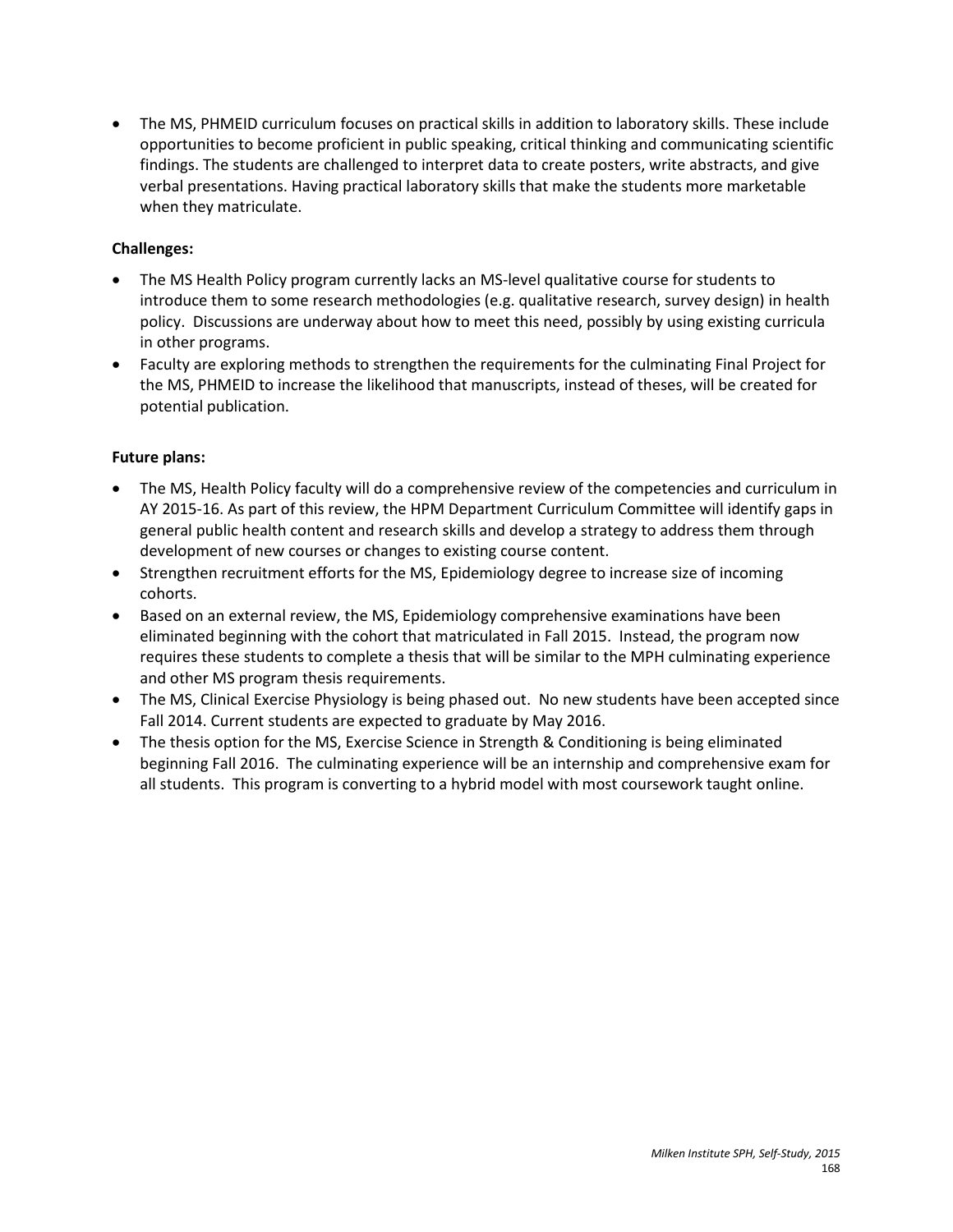- The MS, PHMEID curriculum focuses on practical skills in addition to laboratory skills. These include opportunities to become proficient in public speaking, critical thinking and communicating scientific findings. The students are challenged to interpret data to create posters, write abstracts, and give verbal presentations. Having practical laboratory skills that make the students more marketable when they matriculate.

**Challenges:**

- The MS Health Policy program currently lacks an MS-level qualitative course for students to introduce them to some research methodologies (e.g. qualitative research, survey design) in health policy. Discussions are underway about how to meet this need, possibly by using existing curricula in other programs.
- Faculty are exploring methods to strengthen the requirements for the culminating Final Project for the MS, PHMEID to increase the likelihood that manuscripts, instead of theses, will be created for potential publication.

**Future plans:**

- The MS, Health Policy faculty will do a comprehensive review of the competencies and curriculum in AY 2015-16. As part of this review, the HPM Department Curriculum Committee will identify gaps in general public health content and research skills and develop a strategy to address them through development of new courses or changes to existing course content.
- Strengthen recruitment efforts for the MS, Epidemiology degree to increase size of incoming cohorts.
- Based on an external review, the MS, Epidemiology comprehensive examinations have been eliminated beginning with the cohort that matriculated in Fall 2015. Instead, the program now requires these students to complete a thesis that will be similar to the MPH culminating experience and other MS program thesis requirements.
- The MS, Clinical Exercise Physiology is being phased out. No new students have been accepted since Fall 2014. Current students are expected to graduate by May 2016.
- The thesis option for the MS, Exercise Science in Strength & Conditioning is being eliminated beginning Fall 2016. The culminating experience will be an internship and comprehensive exam for all students. This program is converting to a hybrid model with most coursework taught online.